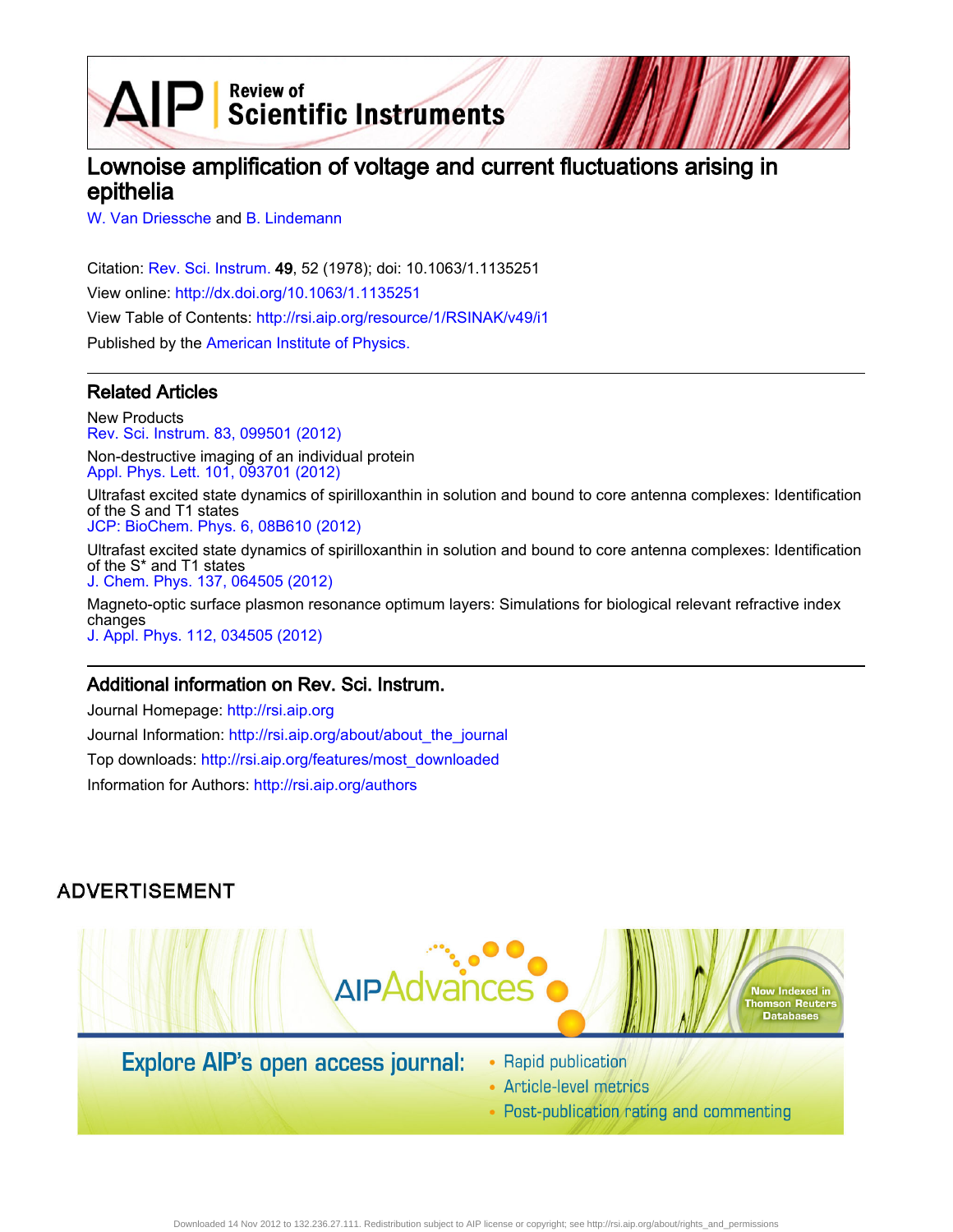# Lownoise amplification of voltage and current fluctuations arising in epithelia

W. Van Driessche and B. Lindemann

Citation: Rev. Sci. Instrum. **49**, 52 (1978); doi: 10.1063/1.1135251

View online: http://dx.doi.org/10.1063/1.1135251

View Table of Contents: http://rsi.aip.org/resource/1/RSINAK/v49/i1

Published by the American Institute of Physics.

## Related Articles

New Products
Rev. Sci. Instrum. 83, 099501 (2012)

Non-destructive imaging of an individual protein
Appl. Phys. Lett. 101, 093701 (2012)

Ultrafast excited state dynamics of spirilloxanthin in solution and bound to core antenna complexes: Identification of the S and T1 states
JCP: BioChem. Phys. 6, 08B610 (2012)

Ultrafast excited state dynamics of spirilloxanthin in solution and bound to core antenna complexes: Identification of the S* and T1 states
J. Chem. Phys. 137, 064505 (2012)

Magneto-optic surface plasmon resonance optimum layers: Simulations for biological relevant refractive index changes
J. Appl. Phys. 112, 034505 (2012)

## Additional information on Rev. Sci. Instrum.

Journal Homepage: http://rsi.aip.org

Journal Information: http://rsi.aip.org/about/about_the_journal

Top downloads: http://rsi.aip.org/features/most_downloaded

Information for Authors: http://rsi.aip.org/authors

## ADVERTISEMENT

AIPAdvances

Now Indexed in Thomson Reuters Databases

Explore AIP's open access journal:

- Rapid publication
- Article-level metrics
- Post-publication rating and commenting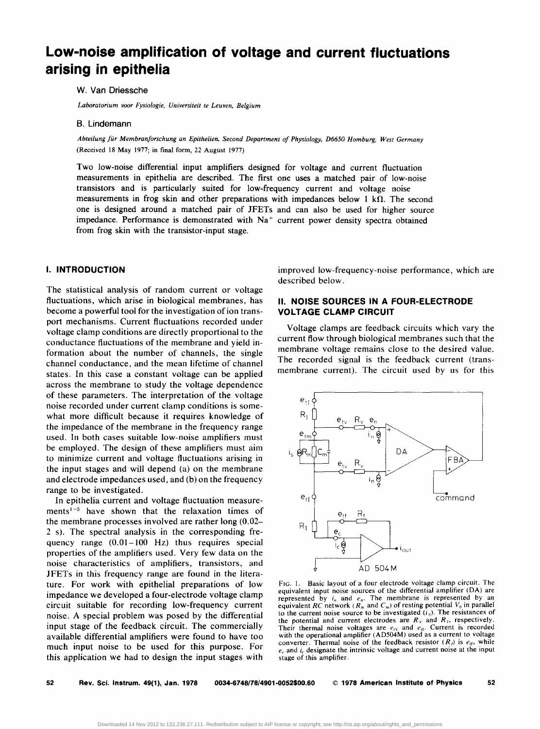# Low-noise amplification of voltage and current fluctuations arising in epithelia

W. Van Driessche

*Laboratorium voor Fysiologie, Universiteit te Leuven, Belgium*

B. Lindemann

*Abteilung für Membranforschung an Epithelien, Second Department of Physiology, D6650 Homburg, West Germany*

(Received 18 May 1977; in final form, 22 August 1977)

Two low-noise differential input amplifiers designed for voltage and current fluctuation measurements in epithelia are described. The first one uses a matched pair of low-noise transistors and is particularly suited for low-frequency current and voltage noise measurements in frog skin and other preparations with impedances below 1 kΩ. The second one is designed around a matched pair of JFETs and can also be used for higher source impedance. Performance is demonstrated with $Na^+$ current power density spectra obtained from frog skin with the transistor-input stage.

## I. INTRODUCTION

The statistical analysis of random current or voltage fluctuations, which arise in biological membranes, has become a powerful tool for the investigation of ion transport mechanisms. Current fluctuations recorded under voltage clamp conditions are directly proportional to the conductance fluctuations of the membrane and yield information about the number of channels, the single channel conductance, and the mean lifetime of channel states. In this case a constant voltage can be applied across the membrane to study the voltage dependence of these parameters. The interpretation of the voltage noise recorded under current clamp conditions is somewhat more difficult because it requires knowledge of the impedance of the membrane in the frequency range used. In both cases suitable low-noise amplifiers must be employed. The design of these amplifiers must aim to minimize current and voltage fluctuations arising in the input stages and will depend (a) on the membrane and electrode impedances used, and (b) on the frequency range to be investigated.

In epithelia current and voltage fluctuation measurements[1–3] have shown that the relaxation times of the membrane processes involved are rather long (0.02–2 s). The spectral analysis in the corresponding frequency range (0.01–100 Hz) thus requires special properties of the amplifiers used. Very few data on the noise characteristics of amplifiers, transistors, and JFETs in this frequency range are found in the literature. For work with epithelial preparations of low impedance we developed a four-electrode voltage clamp circuit suitable for recording low-frequency current noise. A special problem was posed by the differential input stage of the feedback circuit. The commercially available differential amplifiers were found to have too much input noise to be used for this purpose. For this application we had to design the input stages with improved low-frequency-noise performance, which are described below.

## II. NOISE SOURCES IN A FOUR-ELECTRODE VOLTAGE CLAMP CIRCUIT

Voltage clamps are feedback circuits which vary the current flow through biological membranes such that the membrane voltage remains close to the desired value. The recorded signal is the feedback current (transmembrane current). The circuit used by us for this

FIG. 1. Basic layout of a four electrode voltage clamp circuit. The equivalent input noise sources of the differential amplifier (DA) are represented by $i_n$ and $e_n$. The membrane is represented by an equivalent *RC* network ($R_m$ and $C_m$) of resting potential $V_0$ in parallel to the current noise source to be investigated ($i_s$). The resistances of the potential and current electrodes are $R_V$ and $R_I$, respectively. Their thermal noise voltages are $e_{tV}$ and $e_{tI}$. Current is recorded with the operational amplifier (AD504M) used as a current to voltage converter. Thermal noise of the feedback resistor ($R_f$) is $e_{tf}$, while $e_c$ and $i_c$ designate the intrinsic voltage and current noise at the input stage of this amplifier.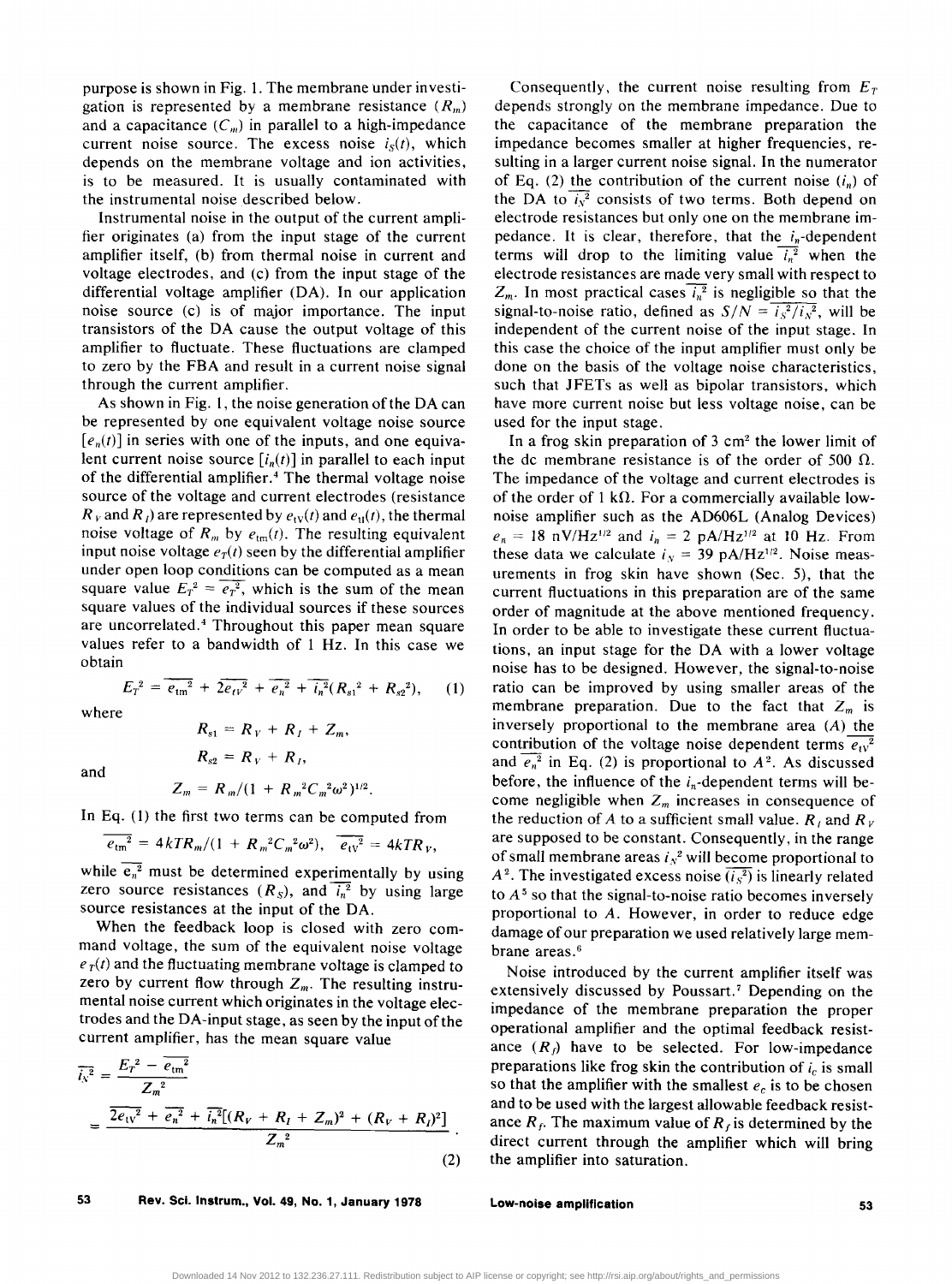purpose is shown in Fig. 1. The membrane under investigation is represented by a membrane resistance ($R_m$) and a capacitance ($C_m$) in parallel to a high-impedance current noise source. The excess noise $i_S(t)$, which depends on the membrane voltage and ion activities, is to be measured. It is usually contaminated with the instrumental noise described below.

Instrumental noise in the output of the current amplifier originates (a) from the input stage of the current amplifier itself, (b) from thermal noise in current and voltage electrodes, and (c) from the input stage of the differential voltage amplifier (DA). In our application noise source (c) is of major importance. The input transistors of the DA cause the output voltage of this amplifier to fluctuate. These fluctuations are clamped to zero by the FBA and result in a current noise signal through the current amplifier.

As shown in Fig. 1, the noise generation of the DA can be represented by one equivalent voltage noise source [$e_n(t)$] in series with one of the inputs, and one equivalent current noise source [$i_n(t)$] in parallel to each input of the differential amplifier.[4] The thermal voltage noise source of the voltage and current electrodes (resistance $R_V$ and $R_I$) are represented by $e_{tV}(t)$ and $e_{tI}(t)$, the thermal noise voltage of $R_m$ by $e_{tm}(t)$. The resulting equivalent input noise voltage $e_T(t)$ seen by the differential amplifier under open loop conditions can be computed as a mean square value $E_T^2 = \overline{e_T^2}$, which is the sum of the mean square values of the individual sources if these sources are uncorrelated.[4] Throughout this paper mean square values refer to a bandwidth of 1 Hz. In this case we obtain

$$E_T^2 = \overline{e_{tm}^2} + 2\overline{e_{tV}^2} + \overline{e_n^2} + \overline{i_n^2}(R_{s1}^2 + R_{s2}^2), \quad (1)$$

where

$$R_{s1} = R_V + R_I + Z_m,$$

$$R_{s2} = R_V + R_I,$$

and

$$Z_m = R_m/(1 + R_m^2 C_m^2 \omega^2)^{1/2}.$$

In Eq. (1) the first two terms can be computed from

$$\overline{e_{tm}^2} = 4kTR_m/(1 + R_m^2 C_m^2 \omega^2), \quad \overline{e_{tV}^2} = 4kTR_V,$$

while $\overline{e_n^2}$ must be determined experimentally by using zero source resistances ($R_S$), and $\overline{i_n^2}$ by using large source resistances at the input of the DA.

When the feedback loop is closed with zero common mode voltage, the sum of the equivalent noise voltage $e_T(t)$ and the fluctuating membrane voltage is clamped to zero by current flow through $Z_m$. The resulting instrumental noise current which originates in the voltage electrodes and the DA-input stage, as seen by the input of the current amplifier, has the mean square value

$$\overline{i_N^2} = \frac{E_T^2 - \overline{e_{tm}^2}}{Z_m^2}$$

$$= \frac{2\overline{e_{tV}^2} + \overline{e_n^2} + \overline{i_n^2}[(R_V + R_I + Z_m)^2 + (R_V + R_I)^2]}{Z_m^2}. \quad (2)$$

Consequently, the current noise resulting from $E_T$ depends strongly on the membrane impedance. Due to the capacitance of the membrane preparation the impedance becomes smaller at higher frequencies, resulting in a larger current noise signal. In the numerator of Eq. (2) the contribution of the current noise ($i_n$) of the DA to $\overline{i_N^2}$ consists of two terms. Both depend on electrode resistances but only one on the membrane impedance. It is clear, therefore, that the $i_n$-dependent terms will drop to the limiting value $\overline{i_n^2}$ when the electrode resistances are made very small with respect to $Z_m$. In most practical cases $\overline{i_n^2}$ is negligible so that the signal-to-noise ratio, defined as $S/N = \overline{i_S^2}/\overline{i_N^2}$, will be independent of the current noise of the input stage. In this case the choice of the input amplifier must only be done on the basis of the voltage noise characteristics, such that JFETs as well as bipolar transistors, which have more current noise but less voltage noise, can be used for the input stage.

In a frog skin preparation of 3 cm² the lower limit of the dc membrane resistance is of the order of 500 Ω. The impedance of the voltage and current electrodes is of the order of 1 kΩ. For a commercially available low-noise amplifier such as the AD606L (Analog Devices) $e_n$ = 18 nV/Hz$^{1/2}$ and $i_n$ = 2 pA/Hz$^{1/2}$ at 10 Hz. From these data we calculate $i_N$ = 39 pA/Hz$^{1/2}$. Noise measurements in frog skin have shown (Sec. 5), that the current fluctuations in this preparation are of the same order of magnitude at the above mentioned frequency. In order to be able to investigate these current fluctuations, an input stage for the DA with a lower voltage noise has to be designed. However, the signal-to-noise ratio can be improved by using smaller areas of the membrane preparation. Due to the fact that $Z_m$ is inversely proportional to the membrane area ($A$) the contribution of the voltage noise dependent terms $\overline{e_{tV}^2}$ and $\overline{e_n^2}$ in Eq. (2) is proportional to $A^2$. As discussed before, the influence of the $i_n$-dependent terms will become negligible when $Z_m$ increases in consequence of the reduction of $A$ to a sufficient small value. $R_I$ and $R_V$ are supposed to be constant. Consequently, in the range of small membrane areas $i_N^2$ will become proportional to $A^2$. The investigated excess noise ($\overline{i_S^2}$) is linearly related to $A^5$ so that the signal-to-noise ratio becomes inversely proportional to $A$. However, in order to reduce edge damage of our preparation we used relatively large membrane areas.[6]

Noise introduced by the current amplifier itself was extensively discussed by Poussart.[7] Depending on the impedance of the membrane preparation the proper operational amplifier and the optimal feedback resistance ($R_f$) have to be selected. For low-impedance preparations like frog skin the contribution of $i_c$ is small so that the amplifier with the smallest $e_c$ is to be chosen and to be used with the largest allowable feedback resistance $R_f$. The maximum value of $R_f$ is determined by the direct current through the amplifier which will bring the amplifier into saturation.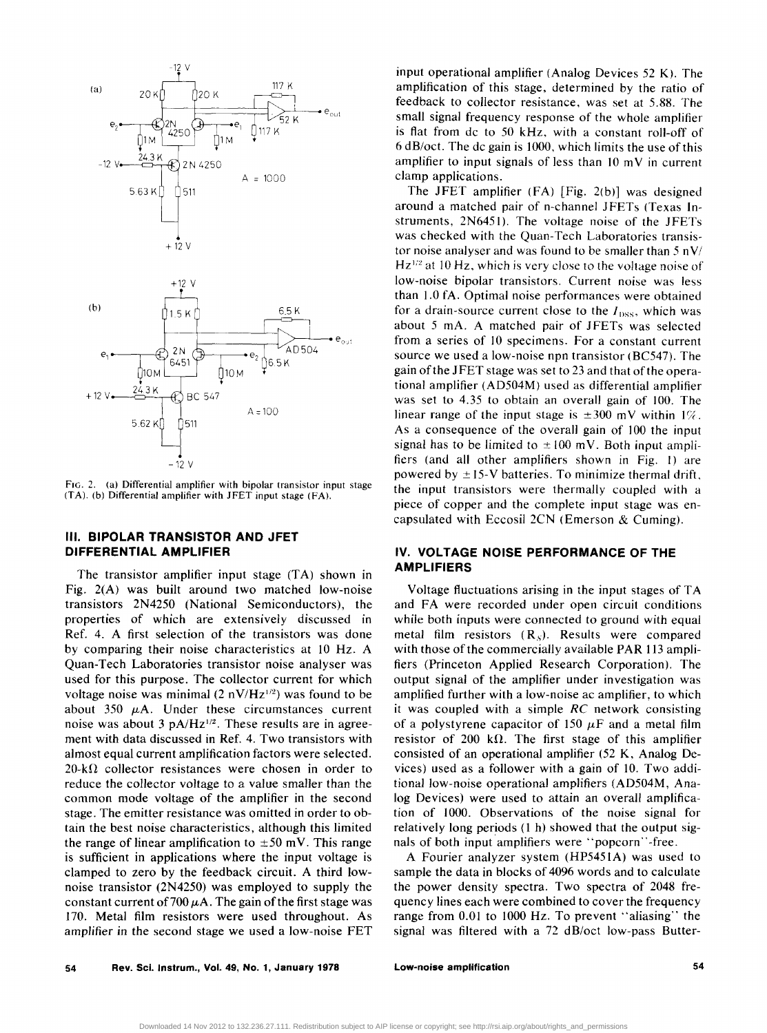FIG. 2. (a) Differential amplifier with bipolar transistor input stage (TA). (b) Differential amplifier with JFET input stage (FA).

## III. BIPOLAR TRANSISTOR AND JFET DIFFERENTIAL AMPLIFIER

The transistor amplifier input stage (TA) shown in Fig. 2(A) was built around two matched low-noise transistors 2N4250 (National Semiconductors), the properties of which are extensively discussed in Ref. 4. A first selection of the transistors was done by comparing their noise characteristics at 10 Hz. A Quan-Tech Laboratories transistor noise analyser was used for this purpose. The collector current for which voltage noise was minimal (2 nV/Hz$^{1/2}$) was found to be about 350 $\mu$A. Under these circumstances current noise was about 3 pA/Hz$^{1/2}$. These results are in agreement with data discussed in Ref. 4. Two transistors with almost equal current amplification factors were selected. 20-k$\Omega$ collector resistances were chosen in order to reduce the collector voltage to a value smaller than the common mode voltage of the amplifier in the second stage. The emitter resistance was omitted in order to obtain the best noise characteristics, although this limited the range of linear amplification to $\pm$50 mV. This range is sufficient in applications where the input voltage is clamped to zero by the feedback circuit. A third low-noise transistor (2N4250) was employed to supply the constant current of 700 $\mu$A. The gain of the first stage was 170. Metal film resistors were used throughout. As amplifier in the second stage we used a low-noise FET input operational amplifier (Analog Devices 52 K). The amplification of this stage, determined by the ratio of feedback to collector resistance, was set at 5.88. The small signal frequency response of the whole amplifier is flat from dc to 50 kHz, with a constant roll-off of 6 dB/oct. The dc gain is 1000, which limits the use of this amplifier to input signals of less than 10 mV in current clamp applications.

The JFET amplifier (FA) [Fig. 2(b)] was designed around a matched pair of n-channel JFETs (Texas Instruments, 2N6451). The voltage noise of the JFETs was checked with the Quan-Tech Laboratories transistor noise analyser and was found to be smaller than 5 nV/Hz$^{1/2}$ at 10 Hz, which is very close to the voltage noise of low-noise bipolar transistors. Current noise was less than 1.0 fA. Optimal noise performances were obtained for a drain-source current close to the $I_{DSS}$, which was about 5 mA. A matched pair of JFETs was selected from a series of 10 specimens. For a constant current source we used a low-noise npn transistor (BC547). The gain of the JFET stage was set to 23 and that of the operational amplifier (AD504M) used as differential amplifier was set to 4.35 to obtain an overall gain of 100. The linear range of the input stage is $\pm$300 mV within 1%. As a consequence of the overall gain of 100 the input signal has to be limited to $\pm$100 mV. Both input amplifiers (and all other amplifiers shown in Fig. 1) are powered by $\pm$15-V batteries. To minimize thermal drift, the input transistors were thermally coupled with a piece of copper and the complete input stage was encapsulated with Eccosil 2CN (Emerson & Cuming).

## IV. VOLTAGE NOISE PERFORMANCE OF THE AMPLIFIERS

Voltage fluctuations arising in the input stages of TA and FA were recorded under open circuit conditions while both inputs were connected to ground with equal metal film resistors ($R_S$). Results were compared with those of the commercially available PAR 113 amplifiers (Princeton Applied Research Corporation). The output signal of the amplifier under investigation was amplified further with a low-noise ac amplifier, to which it was coupled with a simple *RC* network consisting of a polystyrene capacitor of 150 $\mu$F and a metal film resistor of 200 k$\Omega$. The first stage of this amplifier consisted of an operational amplifier (52 K, Analog Devices) used as a follower with a gain of 10. Two additional low-noise operational amplifiers (AD504M, Analog Devices) were used to attain an overall amplification of 1000. Observations of the noise signal for relatively long periods (1 h) showed that the output signals of both input amplifiers were "popcorn"-free.

A Fourier analyzer system (HP5451A) was used to sample the data in blocks of 4096 words and to calculate the power density spectra. Two spectra of 2048 frequency lines each were combined to cover the frequency range from 0.01 to 1000 Hz. To prevent "aliasing" the signal was filtered with a 72 dB/oct low-pass Butter-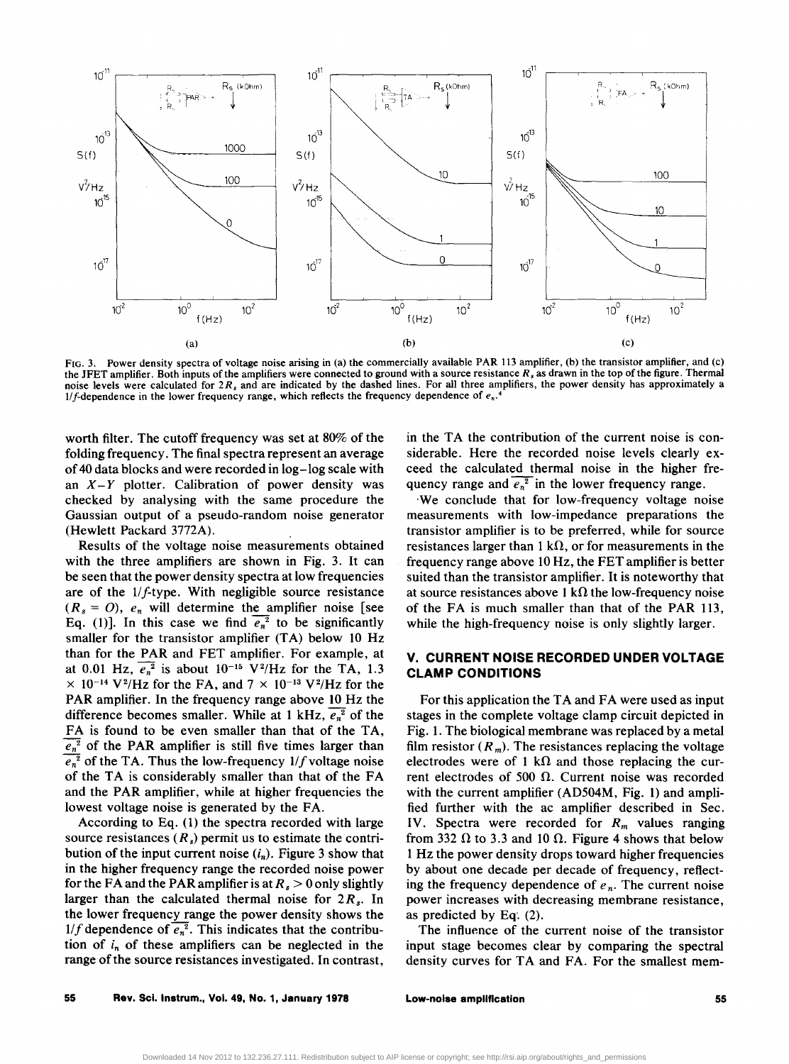FIG. 3. Power density spectra of voltage noise arising in (a) the commercially available PAR 113 amplifier, (b) the transistor amplifier, and (c) the JFET amplifier. Both inputs of the amplifiers were connected to ground with a source resistance $R_s$ as drawn in the top of the figure. Thermal noise levels were calculated for $2R_s$ and are indicated by the dashed lines. For all three amplifiers, the power density has approximately a $1/f$-dependence in the lower frequency range, which reflects the frequency dependence of $e_n$.[4]

worth filter. The cutoff frequency was set at 80% of the folding frequency. The final spectra represent an average of 40 data blocks and were recorded in log–log scale with an $X$–$Y$ plotter. Calibration of power density was checked by analysing with the same procedure the Gaussian output of a pseudo-random noise generator (Hewlett Packard 3772A).

Results of the voltage noise measurements obtained with the three amplifiers are shown in Fig. 3. It can be seen that the power density spectra at low frequencies are of the $1/f$-type. With negligible source resistance ($R_s = O$), $e_n$ will determine the amplifier noise [see Eq. (1)]. In this case we find $\overline{e_n^2}$ to be significantly smaller for the transistor amplifier (TA) below 10 Hz than for the PAR and FET amplifier. For example, at at 0.01 Hz, $\overline{e_n^2}$ is about $10^{-15}$ V$^2$/Hz for the TA, 1.3 $\times$ $10^{-14}$ V$^2$/Hz for the FA, and 7 $\times$ $10^{-13}$ V$^2$/Hz for the PAR amplifier. In the frequency range above 10 Hz the difference becomes smaller. While at 1 kHz, $\overline{e_n^2}$ of the FA is found to be even smaller than that of the TA, $\overline{e_n^2}$ of the PAR amplifier is still five times larger than $\overline{e_n^2}$ of the TA. Thus the low-frequency $1/f$ voltage noise of the TA is considerably smaller than that of the FA and the PAR amplifier, while at higher frequencies the lowest voltage noise is generated by the FA.

According to Eq. (1) the spectra recorded with large source resistances ($R_s$) permit us to estimate the contribution of the input current noise ($i_n$). Figure 3 show that in the higher frequency range the recorded noise power for the FA and the PAR amplifier is at $R_s > 0$ only slightly larger than the calculated thermal noise for $2R_s$. In the lower frequency range the power density shows the $1/f$ dependence of $\overline{e_n^2}$. This indicates that the contribution of $i_n$ of these amplifiers can be neglected in the range of the source resistances investigated. In contrast, in the TA the contribution of the current noise is considerable. Here the recorded noise levels clearly exceed the calculated thermal noise in the higher frequency range and $\overline{e_n^2}$ in the lower frequency range.

We conclude that for low-frequency voltage noise measurements with low-impedance preparations the transistor amplifier is to be preferred, while for source resistances larger than 1 k$\Omega$, or for measurements in the frequency range above 10 Hz, the FET amplifier is better suited than the transistor amplifier. It is noteworthy that at source resistances above 1 k$\Omega$ the low-frequency noise of the FA is much smaller than that of the PAR 113, while the high-frequency noise is only slightly larger.

## V. CURRENT NOISE RECORDED UNDER VOLTAGE CLAMP CONDITIONS

For this application the TA and FA were used as input stages in the complete voltage clamp circuit depicted in Fig. 1. The biological membrane was replaced by a metal film resistor ($R_m$). The resistances replacing the voltage electrodes were of 1 k$\Omega$ and those replacing the current electrodes of 500 $\Omega$. Current noise was recorded with the current amplifier (AD504M, Fig. 1) and amplified further with the ac amplifier described in Sec. IV. Spectra were recorded for $R_m$ values ranging from 332 $\Omega$ to 3.3 and 10 $\Omega$. Figure 4 shows that below 1 Hz the power density drops toward higher frequencies by about one decade per decade of frequency, reflecting the frequency dependence of $e_n$. The current noise power increases with decreasing membrane resistance, as predicted by Eq. (2).

The influence of the current noise of the transistor input stage becomes clear by comparing the spectral density curves for TA and FA. For the smallest mem-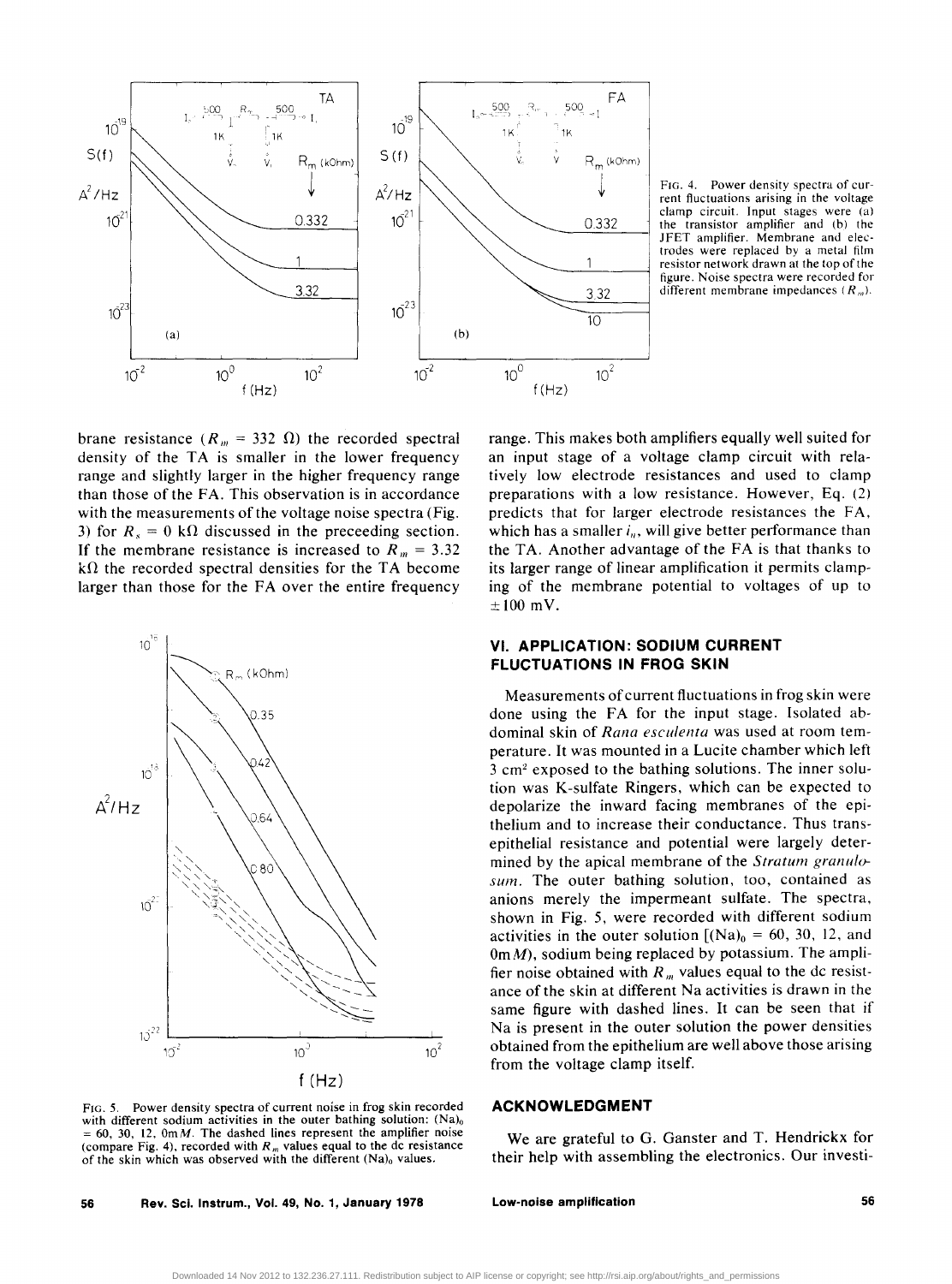FIG. 4. Power density spectra of current fluctuations arising in the voltage clamp circuit. Input stages were (a) the transistor amplifier and (b) the JFET amplifier. Membrane and electrodes were replaced by a metal film resistor network drawn at the top of the figure. Noise spectra were recorded for different membrane impedances ($R_m$).

brane resistance ($R_m$ = 332 Ω) the recorded spectral density of the TA is smaller in the lower frequency range and slightly larger in the higher frequency range than those of the FA. This observation is in accordance with the measurements of the voltage noise spectra (Fig. 3) for $R_s$ = 0 kΩ discussed in the preceeding section. If the membrane resistance is increased to $R_m$ = 3.32 kΩ the recorded spectral densities for the TA become larger than those for the FA over the entire frequency range. This makes both amplifiers equally well suited for an input stage of a voltage clamp circuit with relatively low electrode resistances and used to clamp preparations with a low resistance. However, Eq. (2) predicts that for larger electrode resistances the FA, which has a smaller $i_n$, will give better performance than the TA. Another advantage of the FA is that thanks to its larger range of linear amplification it permits clamping of the membrane potential to voltages of up to ±100 mV.

FIG. 5. Power density spectra of current noise in frog skin recorded with different sodium activities in the outer bathing solution: $(Na)_0$ = 60, 30, 12, 0m$M$. The dashed lines represent the amplifier noise (compare Fig. 4), recorded with $R_m$ values equal to the dc resistance of the skin which was observed with the different $(Na)_0$ values.

## VI. APPLICATION: SODIUM CURRENT FLUCTUATIONS IN FROG SKIN

Measurements of current fluctuations in frog skin were done using the FA for the input stage. Isolated abdominal skin of *Rana esculenta* was used at room temperature. It was mounted in a Lucite chamber which left 3 cm² exposed to the bathing solutions. The inner solution was K-sulfate Ringers, which can be expected to depolarize the inward facing membranes of the epithelium and to increase their conductance. Thus transepithelial resistance and potential were largely determined by the apical membrane of the *Stratum granulosum*. The outer bathing solution, too, contained as anions merely the impermeant sulfate. The spectra, shown in Fig. 5, were recorded with different sodium activities in the outer solution [$(Na)_0$ = 60, 30, 12, and 0m$M$), sodium being replaced by potassium. The amplifier noise obtained with $R_m$ values equal to the dc resistance of the skin at different Na activities is drawn in the same figure with dashed lines. It can be seen that if Na is present in the outer solution the power densities obtained from the epithelium are well above those arising from the voltage clamp itself.

## ACKNOWLEDGMENT

We are grateful to G. Ganster and T. Hendrickx for their help with assembling the electronics. Our investi-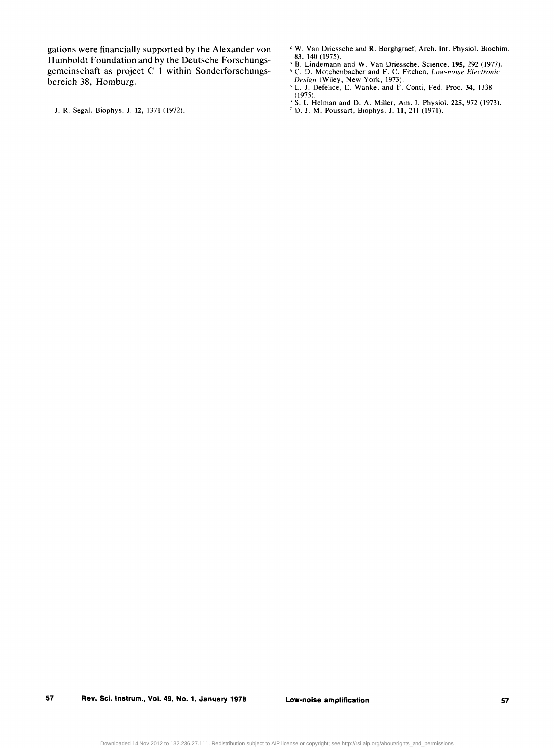gations were financially supported by the Alexander von Humboldt Foundation and by the Deutsche Forschungsgemeinschaft as project C 1 within Sonderforschungsbereich 38, Homburg.

[1] J. R. Segal, Biophys. J. **12**, 1371 (1972).

[2] W. Van Driessche and R. Borghgraef, Arch. Int. Physiol. Biochim. **83**, 140 (1975).

[3] B. Lindemann and W. Van Driessche, Science, **195**, 292 (1977).

[4] C. D. Motchenbacher and F. C. Fitchen, *Low-noise Electronic Design* (Wiley, New York, 1973).

[5] L. J. Defelice, E. Wanke, and F. Conti, Fed. Proc. **34**, 1338 (1975).

[6] S. I. Helman and D. A. Miller, Am. J. Physiol. **225**, 972 (1973).

[7] D. J. M. Poussart, Biophys. J. **11**, 211 (1971).